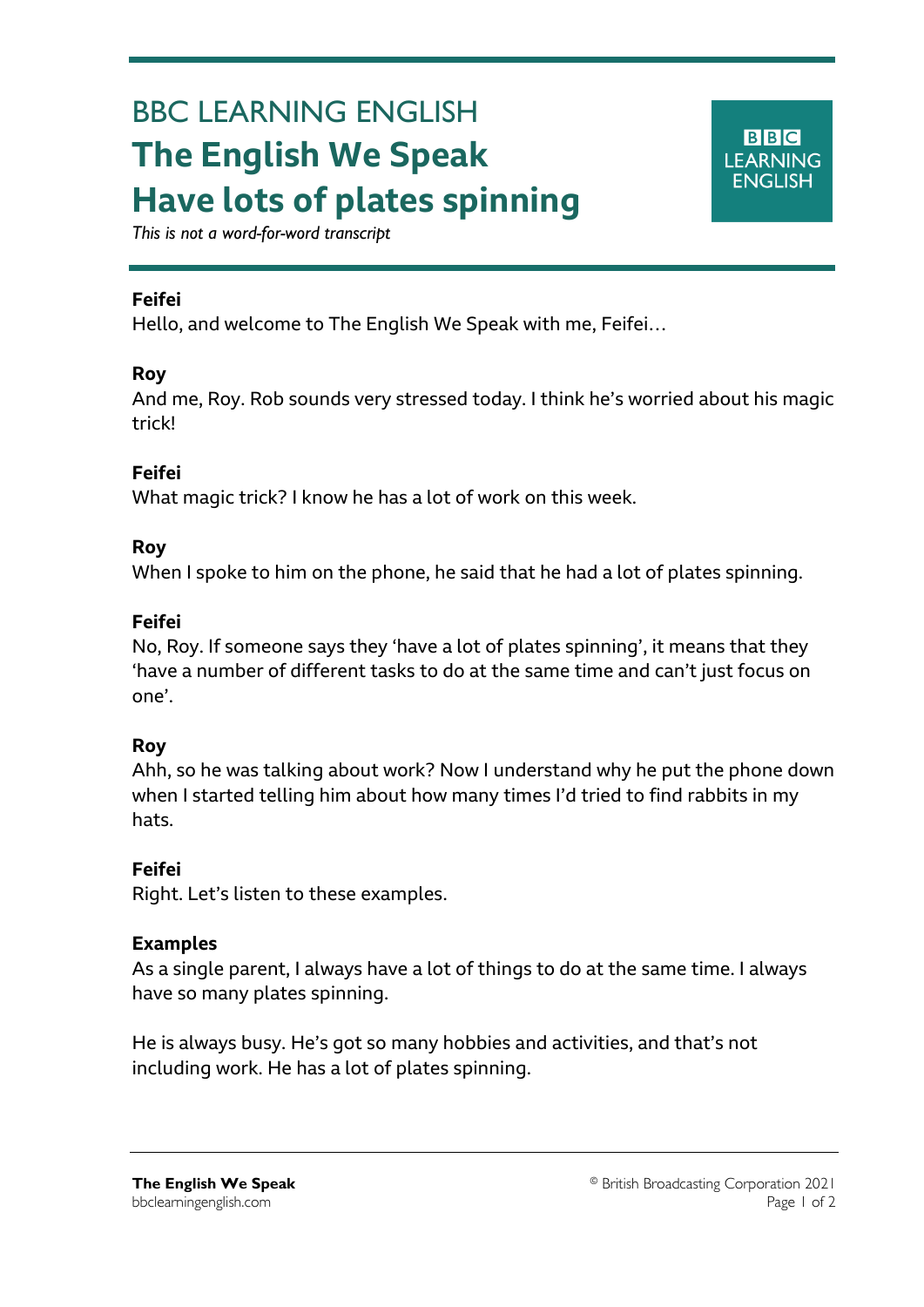# BBC LEARNING ENGLISH
# The English We Speak
# Have lots of plates spinning

*This is not a word-for-word transcript*

**Feifei**
Hello, and welcome to The English We Speak with me, Feifei…

**Roy**
And me, Roy. Rob sounds very stressed today. I think he's worried about his magic trick!

**Feifei**
What magic trick? I know he has a lot of work on this week.

**Roy**
When I spoke to him on the phone, he said that he had a lot of plates spinning.

**Feifei**
No, Roy. If someone says they 'have a lot of plates spinning', it means that they 'have a number of different tasks to do at the same time and can't just focus on one'.

**Roy**
Ahh, so he was talking about work? Now I understand why he put the phone down when I started telling him about how many times I'd tried to find rabbits in my hats.

**Feifei**
Right. Let's listen to these examples.

**Examples**
As a single parent, I always have a lot of things to do at the same time. I always have so many plates spinning.

He is always busy. He's got so many hobbies and activities, and that's not including work. He has a lot of plates spinning.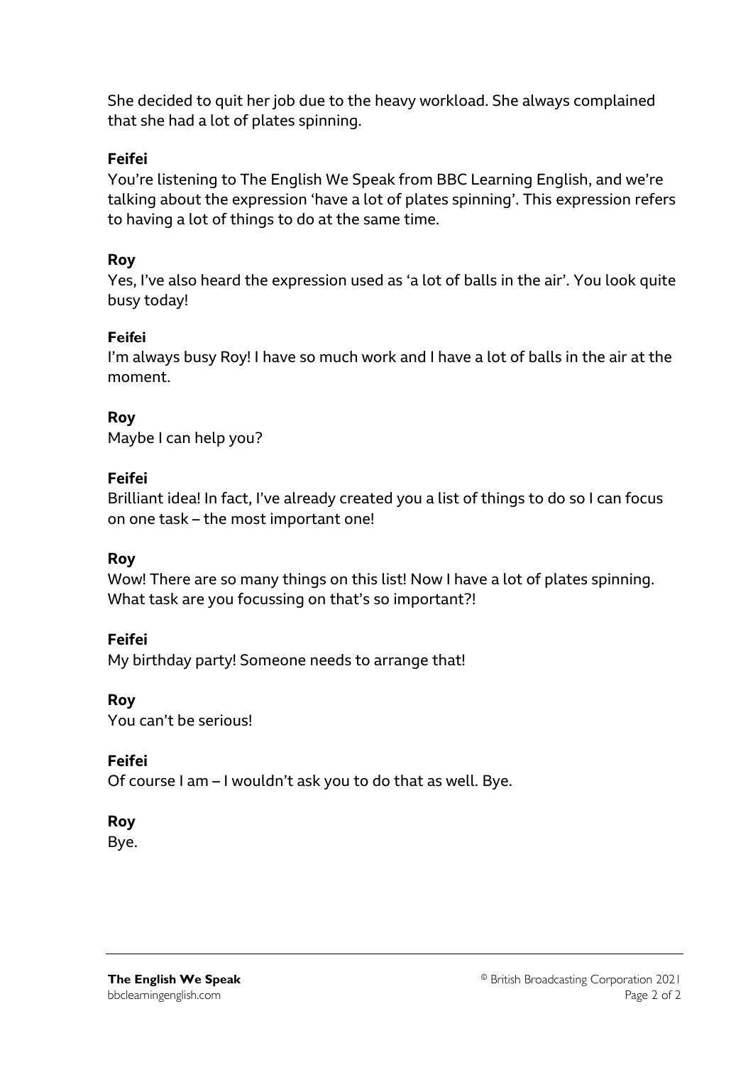She decided to quit her job due to the heavy workload. She always complained that she had a lot of plates spinning.

**Feifei**
You're listening to The English We Speak from BBC Learning English, and we're talking about the expression 'have a lot of plates spinning'. This expression refers to having a lot of things to do at the same time.

**Roy**
Yes, I've also heard the expression used as 'a lot of balls in the air'. You look quite busy today!

**Feifei**
I'm always busy Roy! I have so much work and I have a lot of balls in the air at the moment.

**Roy**
Maybe I can help you?

**Feifei**
Brilliant idea! In fact, I've already created you a list of things to do so I can focus on one task – the most important one!

**Roy**
Wow! There are so many things on this list! Now I have a lot of plates spinning. What task are you focussing on that's so important?!

**Feifei**
My birthday party! Someone needs to arrange that!

**Roy**
You can't be serious!

**Feifei**
Of course I am – I wouldn't ask you to do that as well. Bye.

**Roy**
Bye.